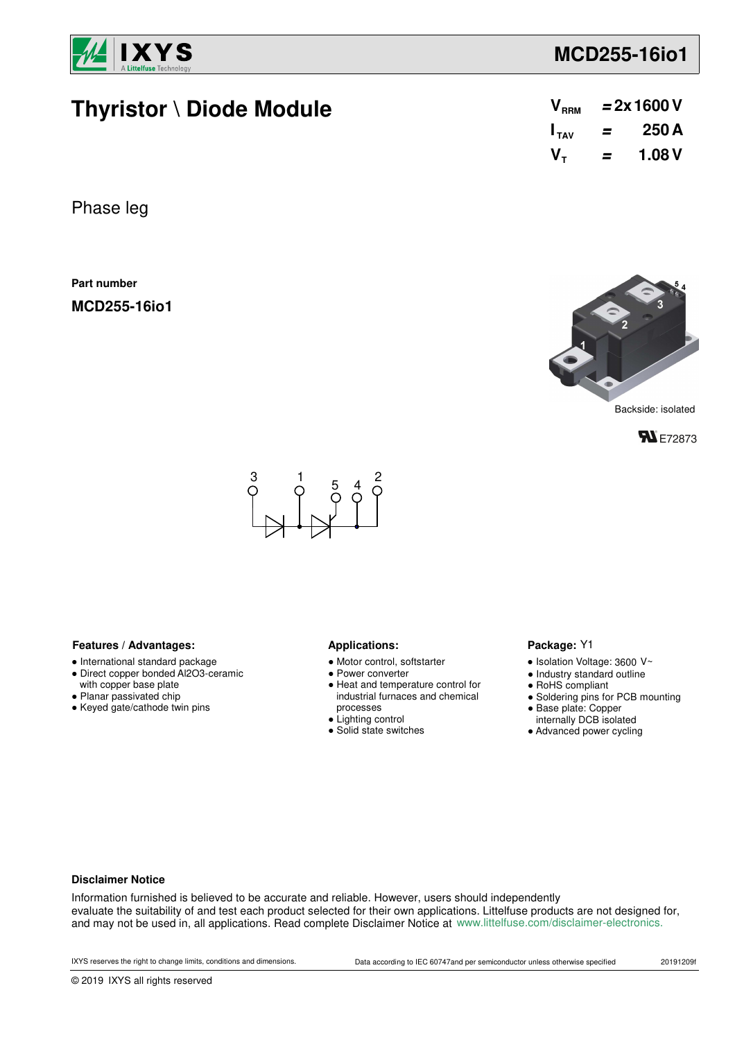# Thyristor \ Diode Module

| | | |
|---|---|---|
| $V_{RRM}$ | = | 2x 1600 V |
| $I_{TAV}$ | = | 250 A |
| $V_T$ | = | 1.08 V |

Phase leg

**Part number**

**MCD255-16io1**

Backside: isolated

E72873

3 1 5 4 2

### Features / Advantages:

- International standard package
- Direct copper bonded Al2O3-ceramic with copper base plate
- Planar passivated chip
- Keyed gate/cathode twin pins

### Applications:

- Motor control, softstarter
- Power converter
- Heat and temperature control for industrial furnaces and chemical processes
- Lighting control
- Solid state switches

### Package: Y1

- Isolation Voltage: 3600 V~
- Industry standard outline
- RoHS compliant
- Soldering pins for PCB mounting
- Base plate: Copper internally DCB isolated
- Advanced power cycling

### Disclaimer Notice

Information furnished is believed to be accurate and reliable. However, users should independently evaluate the suitability of and test each product selected for their own applications. Littelfuse products are not designed for, and may not be used in, all applications. Read complete Disclaimer Notice at www.littelfuse.com/disclaimer-electronics.

IXYS reserves the right to change limits, conditions and dimensions. Data according to IEC 60747and per semiconductor unless otherwise specified 20191209f

© 2019 IXYS all rights reserved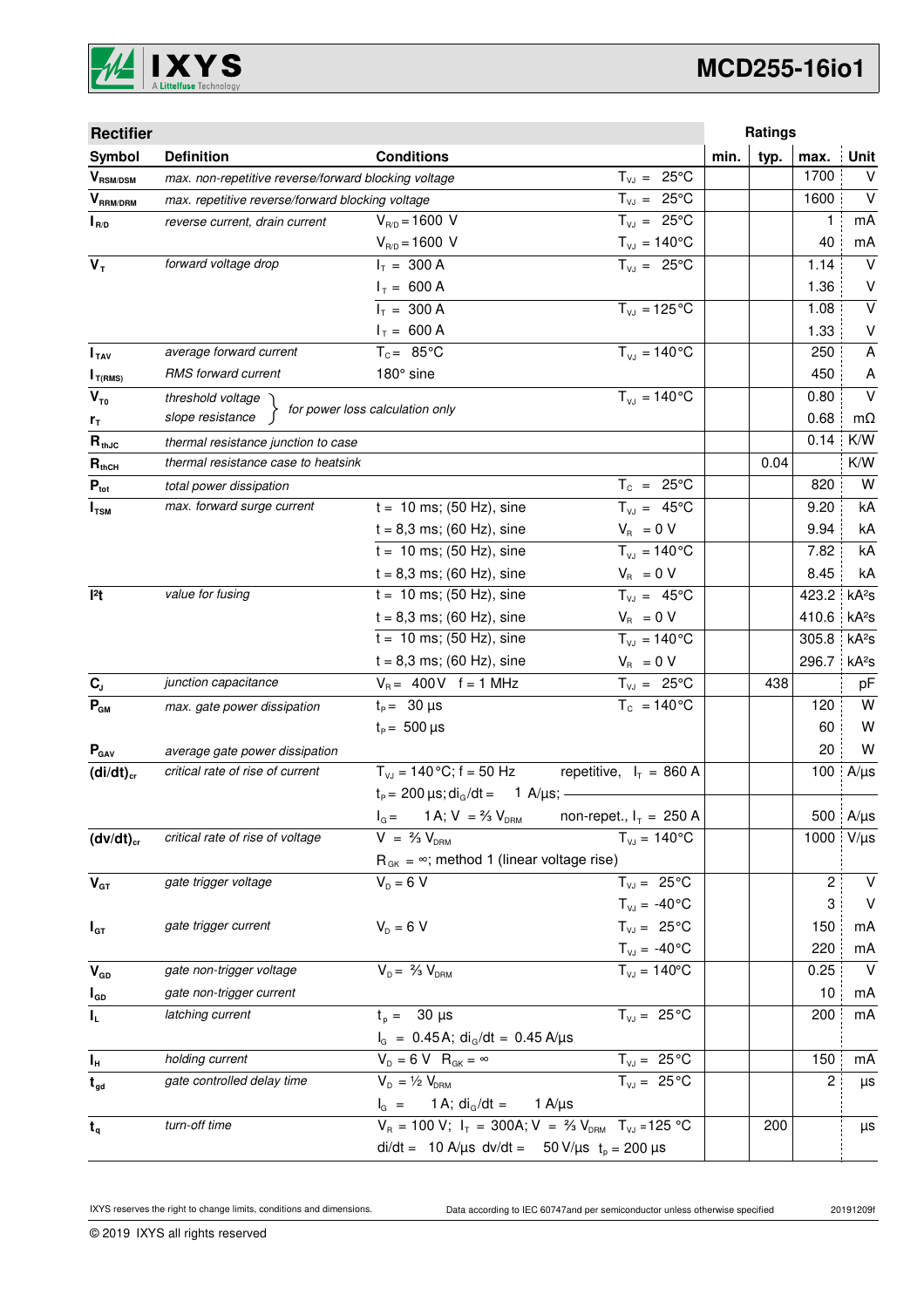## Rectifier

| Symbol | Definition | Conditions | | min. | typ. | max. | Unit |
|---|---|---|---|---|---|---|---|
| $V_{RSM/DSM}$ | *max. non-repetitive reverse/forward blocking voltage* | | $T_{VJ}$ = 25°C | | | 1700 | V |
| $V_{RRM/DRM}$ | *max. repetitive reverse/forward blocking voltage* | | $T_{VJ}$ = 25°C | | | 1600 | V |
| $I_{R/D}$ | *reverse current, drain current* | $V_{R/D}$ = 1600 V | $T_{VJ}$ = 25°C | | | 1 | mA |
| | | $V_{R/D}$ = 1600 V | $T_{VJ}$ = 140°C | | | 40 | mA |
| $V_T$ | *forward voltage drop* | $I_T$ = 300 A | $T_{VJ}$ = 25°C | | | 1.14 | V |
| | | $I_T$ = 600 A | | | | 1.36 | V |
| | | $I_T$ = 300 A | $T_{VJ}$ = 125°C | | | 1.08 | V |
| | | $I_T$ = 600 A | | | | 1.33 | V |
| $I_{TAV}$ | *average forward current* | $T_C$ = 85°C | $T_{VJ}$ = 140°C | | | 250 | A |
| $I_{T(RMS)}$ | *RMS forward current* | 180° sine | | | | 450 | A |
| $V_{T0}$ | *threshold voltage* | *for power loss calculation only* | $T_{VJ}$ = 140°C | | | 0.80 | V |
| $r_T$ | *slope resistance* | | | | | 0.68 | mΩ |
| $R_{thJC}$ | *thermal resistance junction to case* | | | | | 0.14 | K/W |
| $R_{thCH}$ | *thermal resistance case to heatsink* | | | | 0.04 | | K/W |
| $P_{tot}$ | *total power dissipation* | | $T_C$ = 25°C | | | 820 | W |
| $I_{TSM}$ | *max. forward surge current* | t = 10 ms; (50 Hz), sine | $T_{VJ}$ = 45°C | | | 9.20 | kA |
| | | t = 8,3 ms; (60 Hz), sine | $V_R$ = 0 V | | | 9.94 | kA |
| | | t = 10 ms; (50 Hz), sine | $T_{VJ}$ = 140°C | | | 7.82 | kA |
| | | t = 8,3 ms; (60 Hz), sine | $V_R$ = 0 V | | | 8.45 | kA |
| $I^2t$ | *value for fusing* | t = 10 ms; (50 Hz), sine | $T_{VJ}$ = 45°C | | | 423.2 | kA²s |
| | | t = 8,3 ms; (60 Hz), sine | $V_R$ = 0 V | | | 410.6 | kA²s |
| | | t = 10 ms; (50 Hz), sine | $T_{VJ}$ = 140°C | | | 305.8 | kA²s |
| | | t = 8,3 ms; (60 Hz), sine | $V_R$ = 0 V | | | 296.7 | kA²s |
| $C_J$ | *junction capacitance* | $V_R$ = 400 V f = 1 MHz | $T_{VJ}$ = 25°C | | 438 | | pF |
| $P_{GM}$ | *max. gate power dissipation* | $t_P$ = 30 µs | $T_C$ = 140°C | | | 120 | W |
| | | $t_P$ = 500 µs | | | | 60 | W |
| $P_{GAV}$ | *average gate power dissipation* | | | | | 20 | W |
| $(di/dt)_{cr}$ | *critical rate of rise of current* | $T_{VJ}$ = 140°C; f = 50 Hz | repetitive, $I_T$ = 860 A | | | 100 | A/µs |
| | | $t_P$ = 200 µs; $di_G/dt$ = 1 A/µs; | | | | | |
| | | $I_G$ = 1 A; V = ⅔ $V_{DRM}$ | non-repet., $I_T$ = 250 A | | | 500 | A/µs |
| $(dv/dt)_{cr}$ | *critical rate of rise of voltage* | V = ⅔ $V_{DRM}$ | $T_{VJ}$ = 140°C | | | 1000 | V/µs |
| | | $R_{GK}$ = ∞; method 1 (linear voltage rise) | | | | | |
| $V_{GT}$ | *gate trigger voltage* | $V_D$ = 6 V | $T_{VJ}$ = 25°C | | | 2 | V |
| | | | $T_{VJ}$ = -40°C | | | 3 | V |
| $I_{GT}$ | *gate trigger current* | $V_D$ = 6 V | $T_{VJ}$ = 25°C | | | 150 | mA |
| | | | $T_{VJ}$ = -40°C | | | 220 | mA |
| $V_{GD}$ | *gate non-trigger voltage* | $V_D$ = ⅔ $V_{DRM}$ | $T_{VJ}$ = 140°C | | | 0.25 | V |
| $I_{GD}$ | *gate non-trigger current* | | | | | 10 | mA |
| $I_L$ | *latching current* | $t_p$ = 30 µs | $T_{VJ}$ = 25°C | | | 200 | mA |
| | | $I_G$ = 0.45 A; $di_G/dt$ = 0.45 A/µs | | | | | |
| $I_H$ | *holding current* | $V_D$ = 6 V $R_{GK}$ = ∞ | $T_{VJ}$ = 25°C | | | 150 | mA |
| $t_{gd}$ | *gate controlled delay time* | $V_D$ = ½ $V_{DRM}$ | $T_{VJ}$ = 25°C | | | 2 | µs |
| | | $I_G$ = 1 A; $di_G/dt$ = 1 A/µs | | | | | |
| $t_q$ | *turn-off time* | $V_R$ = 100 V; $I_T$ = 300A; V = ⅔ $V_{DRM}$ | $T_{VJ}$ = 125 °C | | 200 | | µs |
| | | di/dt = 10 A/µs dv/dt = 50 V/µs $t_p$ = 200 µs | | | | | |

IXYS reserves the right to change limits, conditions and dimensions.

Data according to IEC 60747and per semiconductor unless otherwise specified

20191209f

© 2019 IXYS all rights reserved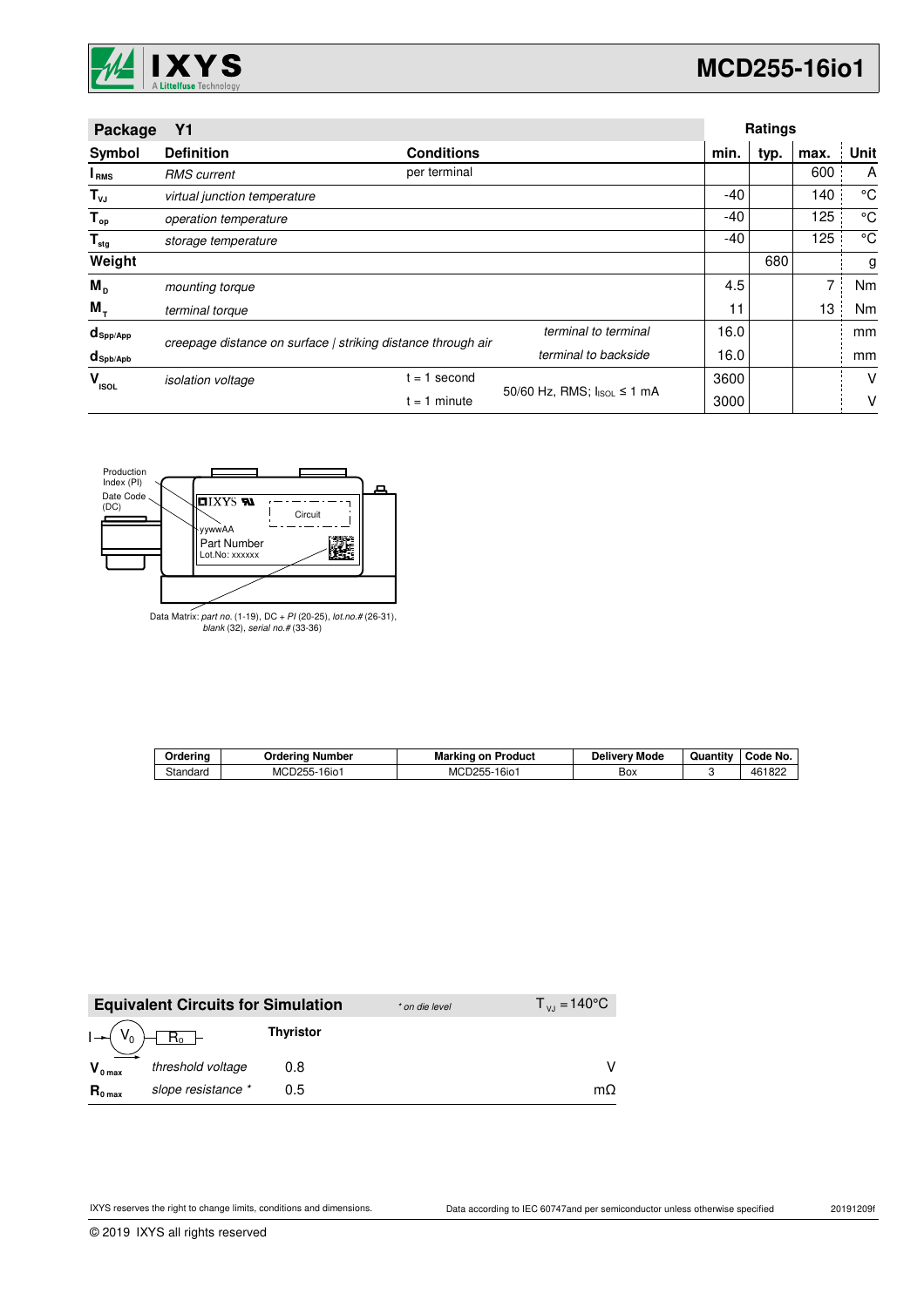# MCD255-16io1

| Package Y1 | | | | Ratings | | | |
|---|---|---|---|---|---|---|---|
| **Symbol** | **Definition** | **Conditions** | | **min.** | **typ.** | **max.** | **Unit** |
| $I_{RMS}$ | *RMS current* | per terminal | | | | 600 | A |
| $T_{VJ}$ | *virtual junction temperature* | | | -40 | | 140 | °C |
| $T_{op}$ | *operation temperature* | | | -40 | | 125 | °C |
| $T_{stg}$ | *storage temperature* | | | -40 | | 125 | °C |
| **Weight** | | | | | 680 | | g |
| $M_D$ | *mounting torque* | | | 4.5 | | 7 | Nm |
| $M_T$ | *terminal torque* | | | 11 | | 13 | Nm |
| $d_{Spp/App}$ | *creepage distance on surface \| striking distance through air* | | *terminal to terminal* | 16.0 | | | mm |
| $d_{Spb/Apb}$ | | | *terminal to backside* | 16.0 | | | mm |
| $V_{ISOL}$ | *isolation voltage* | t = 1 second | 50/60 Hz, RMS; $I_{ISOL} \leq 1$ mA | 3600 | | | V |
| | | t = 1 minute | | 3000 | | | V |

Production Index (PI)

Date Code (DC)

IXYS

Circuit

yywwAA

Part Number

Lot.No: xxxxxx

Data Matrix: *part no.* (1-19), DC + *PI* (20-25), *lot.no.#* (26-31), *blank* (32), *serial no.#* (33-36)

| Ordering | Ordering Number | Marking on Product | Delivery Mode | Quantity | Code No. |
|---|---|---|---|---|---|
| Standard | MCD255-16io1 | MCD255-16io1 | Box | 3 | 461822 |

| Equivalent Circuits for Simulation | | * on die level | $T_{VJ} = 140°C$ |
|---|---|---|---|
| $I \rightarrow (V_0) - [R_0] -$ | | **Thyristor** | |
| $V_{0\ max}$ | *threshold voltage* | 0.8 | V |
| $R_{0\ max}$ | *slope resistance* * | 0.5 | mΩ |

IXYS reserves the right to change limits, conditions and dimensions.

Data according to IEC 60747and per semiconductor unless otherwise specified

20191209f

© 2019 IXYS all rights reserved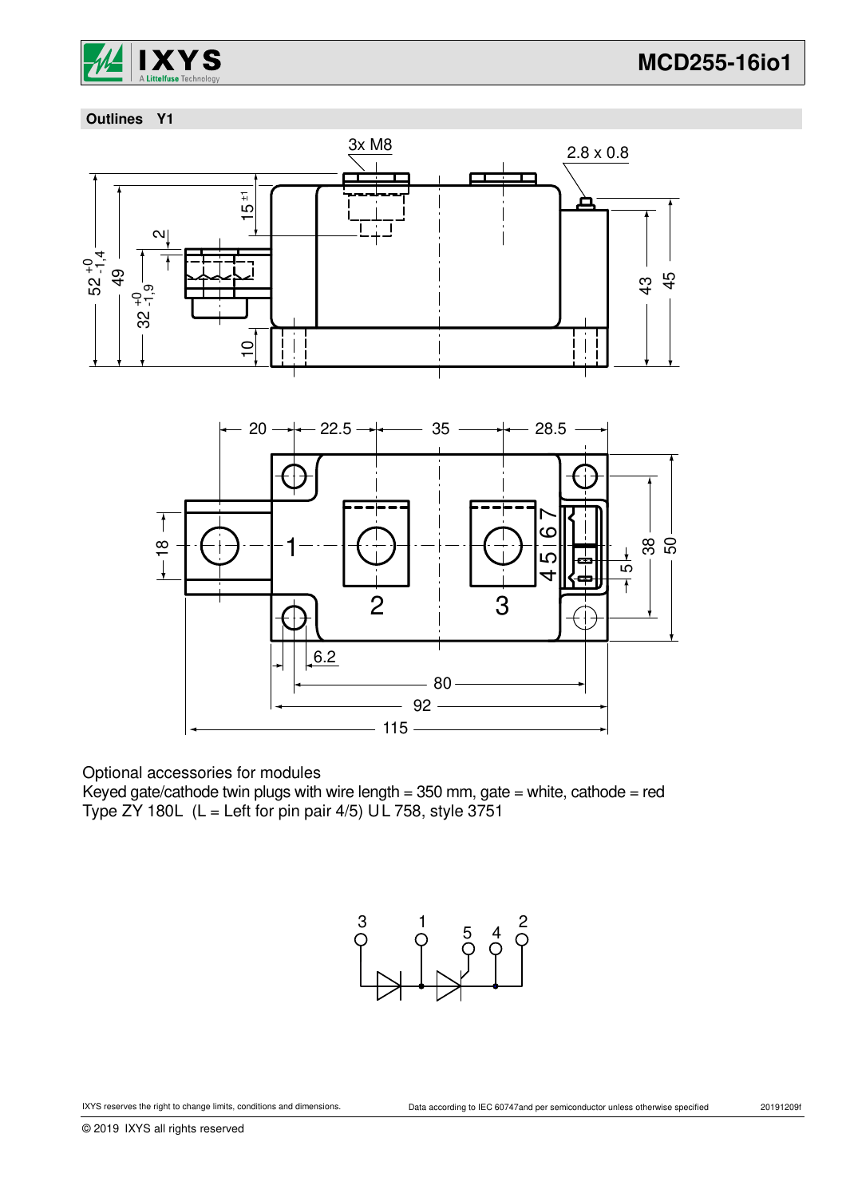## Outlines Y1

Optional accessories for modules
Keyed gate/cathode twin plugs with wire length = 350 mm, gate = white, cathode = red
Type ZY 180L (L = Left for pin pair 4/5) UL 758, style 3751

IXYS reserves the right to change limits, conditions and dimensions.

Data according to IEC 60747and per semiconductor unless otherwise specified

20191209f

© 2019 IXYS all rights reserved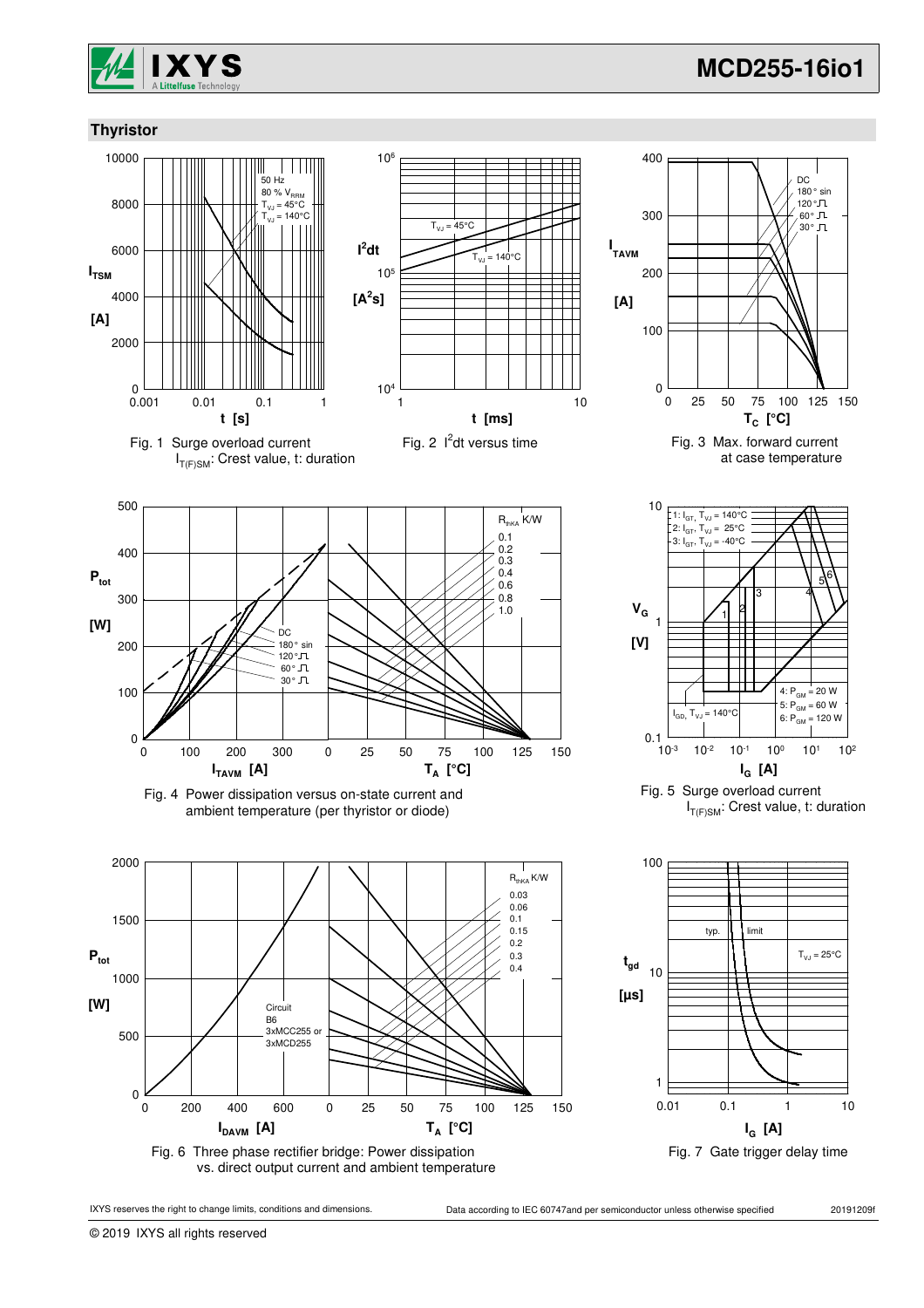## Thyristor

Fig. 1 Surge overload current
$I_{T(F)SM}$: Crest value, t: duration

Fig. 2 $I^2dt$ versus time

Fig. 3 Max. forward current at case temperature

Fig. 4 Power dissipation versus on-state current and ambient temperature (per thyristor or diode)

Fig. 5 Surge overload current
$I_{T(F)SM}$: Crest value, t: duration

Fig. 6 Three phase rectifier bridge: Power dissipation vs. direct output current and ambient temperature

Fig. 7 Gate trigger delay time

IXYS reserves the right to change limits, conditions and dimensions.

Data according to IEC 60747and per semiconductor unless otherwise specified

20191209f

© 2019 IXYS all rights reserved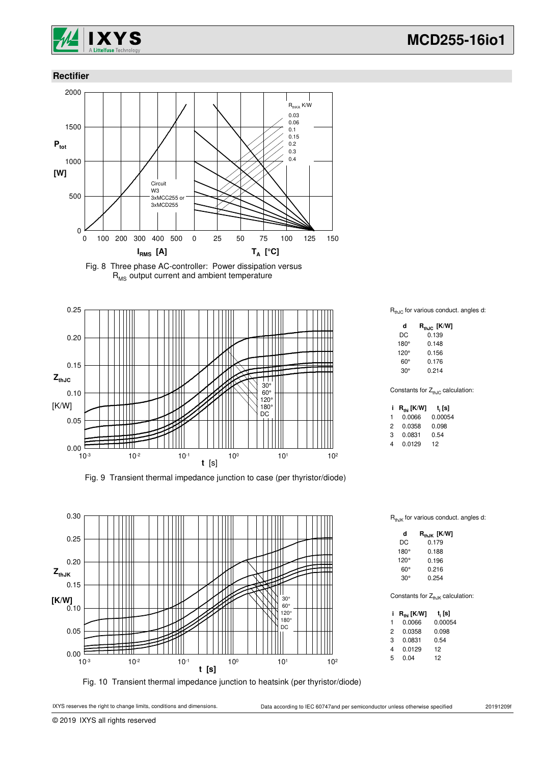## Rectifier

2000
1500
$P_{tot}$
1000
[W]
500
0

0 100 200 300 400 500 0 25 50 75 100 125 150

$I_{RMS}$ [A]

$T_A$ [°C]

$R_{thKA}$ K/W
0.03
0.06
0.1
0.15
0.2
0.3
0.4

Circuit
W3
3xMCC255 or
3xMCD255

Fig. 8 Three phase AC-controller: Power dissipation versus $R_{MS}$ output current and ambient temperature

0.25
0.20
0.15
$Z_{thJC}$
0.10
[K/W]
0.05
0.00

$10^{-3}$ $10^{-2}$ $10^{-1}$ $10^{0}$ $10^{1}$ $10^{2}$

t [s]

30°
60°
120°
180°
DC

Fig. 9 Transient thermal impedance junction to case (per thyristor/diode)

$R_{thJC}$ for various conduct. angles d:

| d | $R_{thJC}$ [K/W] |
|---|---|
| DC | 0.139 |
| 180° | 0.148 |
| 120° | 0.156 |
| 60° | 0.176 |
| 30° | 0.214 |

Constants for $Z_{thJC}$ calculation:

| i | $R_{thi}$ [K/W] | $t_i$ [s] |
|---|---|---|
| 1 | 0.0066 | 0.00054 |
| 2 | 0.0358 | 0.098 |
| 3 | 0.0831 | 0.54 |
| 4 | 0.0129 | 12 |

0.30
0.25
0.20
$Z_{thJK}$
0.15
[K/W]
0.10
0.05
0.00

$10^{-3}$ $10^{-2}$ $10^{-1}$ $10^{0}$ $10^{1}$ $10^{2}$

t [s]

30°
60°
120°
180°
DC

Fig. 10 Transient thermal impedance junction to heatsink (per thyristor/diode)

$R_{thJK}$ for various conduct. angles d:

| d | $R_{thJK}$ [K/W] |
|---|---|
| DC | 0.179 |
| 180° | 0.188 |
| 120° | 0.196 |
| 60° | 0.216 |
| 30° | 0.254 |

Constants for $Z_{thJK}$ calculation:

| i | $R_{thi}$ [K/W] | $t_i$ [s] |
|---|---|---|
| 1 | 0.0066 | 0.00054 |
| 2 | 0.0358 | 0.098 |
| 3 | 0.0831 | 0.54 |
| 4 | 0.0129 | 12 |
| 5 | 0.04 | 12 |

IXYS reserves the right to change limits, conditions and dimensions.

Data according to IEC 60747and per semiconductor unless otherwise specified

20191209f

© 2019 IXYS all rights reserved